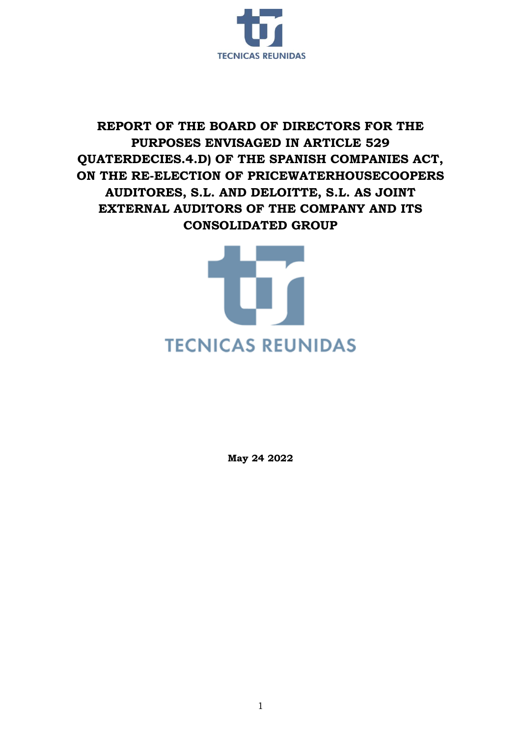# REPORT OF THE BOARD OF DIRECTORS FOR THE PURPOSES ENVISAGED IN ARTICLE 529 QUATERDECIES.4.D) OF THE SPANISH COMPANIES ACT, ON THE RE-ELECTION OF PRICEWATERHOUSECOOPERS AUDITORES, S.L. AND DELOITTE, S.L. AS JOINT EXTERNAL AUDITORS OF THE COMPANY AND ITS CONSOLIDATED GROUP

**May 24 2022**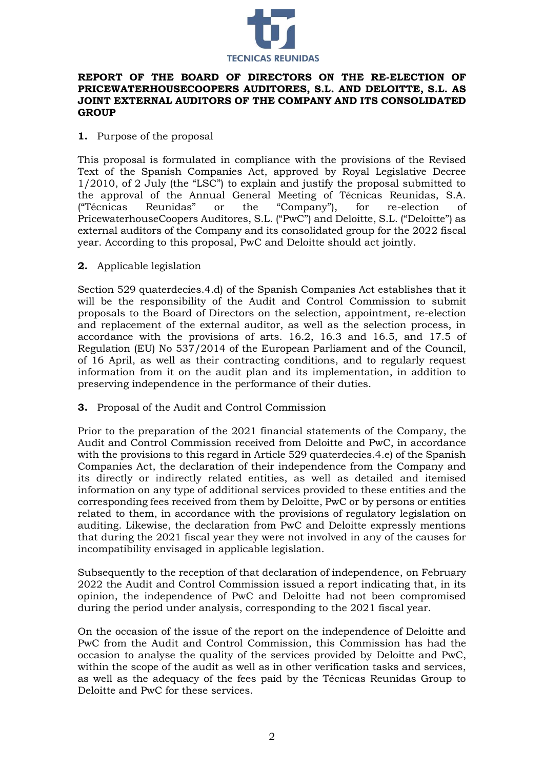**REPORT OF THE BOARD OF DIRECTORS ON THE RE-ELECTION OF PRICEWATERHOUSECOOPERS AUDITORES, S.L. AND DELOITTE, S.L. AS JOINT EXTERNAL AUDITORS OF THE COMPANY AND ITS CONSOLIDATED GROUP**

**1.** Purpose of the proposal

This proposal is formulated in compliance with the provisions of the Revised Text of the Spanish Companies Act, approved by Royal Legislative Decree 1/2010, of 2 July (the "LSC") to explain and justify the proposal submitted to the approval of the Annual General Meeting of Técnicas Reunidas, S.A. ("Técnicas Reunidas" or the "Company"), for re-election of PricewaterhouseCoopers Auditores, S.L. ("PwC") and Deloitte, S.L. ("Deloitte") as external auditors of the Company and its consolidated group for the 2022 fiscal year. According to this proposal, PwC and Deloitte should act jointly.

**2.** Applicable legislation

Section 529 quaterdecies.4.d) of the Spanish Companies Act establishes that it will be the responsibility of the Audit and Control Commission to submit proposals to the Board of Directors on the selection, appointment, re-election and replacement of the external auditor, as well as the selection process, in accordance with the provisions of arts. 16.2, 16.3 and 16.5, and 17.5 of Regulation (EU) No 537/2014 of the European Parliament and of the Council, of 16 April, as well as their contracting conditions, and to regularly request information from it on the audit plan and its implementation, in addition to preserving independence in the performance of their duties.

**3.** Proposal of the Audit and Control Commission

Prior to the preparation of the 2021 financial statements of the Company, the Audit and Control Commission received from Deloitte and PwC, in accordance with the provisions to this regard in Article 529 quaterdecies.4.e) of the Spanish Companies Act, the declaration of their independence from the Company and its directly or indirectly related entities, as well as detailed and itemised information on any type of additional services provided to these entities and the corresponding fees received from them by Deloitte, PwC or by persons or entities related to them, in accordance with the provisions of regulatory legislation on auditing. Likewise, the declaration from PwC and Deloitte expressly mentions that during the 2021 fiscal year they were not involved in any of the causes for incompatibility envisaged in applicable legislation.

Subsequently to the reception of that declaration of independence, on February 2022 the Audit and Control Commission issued a report indicating that, in its opinion, the independence of PwC and Deloitte had not been compromised during the period under analysis, corresponding to the 2021 fiscal year.

On the occasion of the issue of the report on the independence of Deloitte and PwC from the Audit and Control Commission, this Commission has had the occasion to analyse the quality of the services provided by Deloitte and PwC, within the scope of the audit as well as in other verification tasks and services, as well as the adequacy of the fees paid by the Técnicas Reunidas Group to Deloitte and PwC for these services.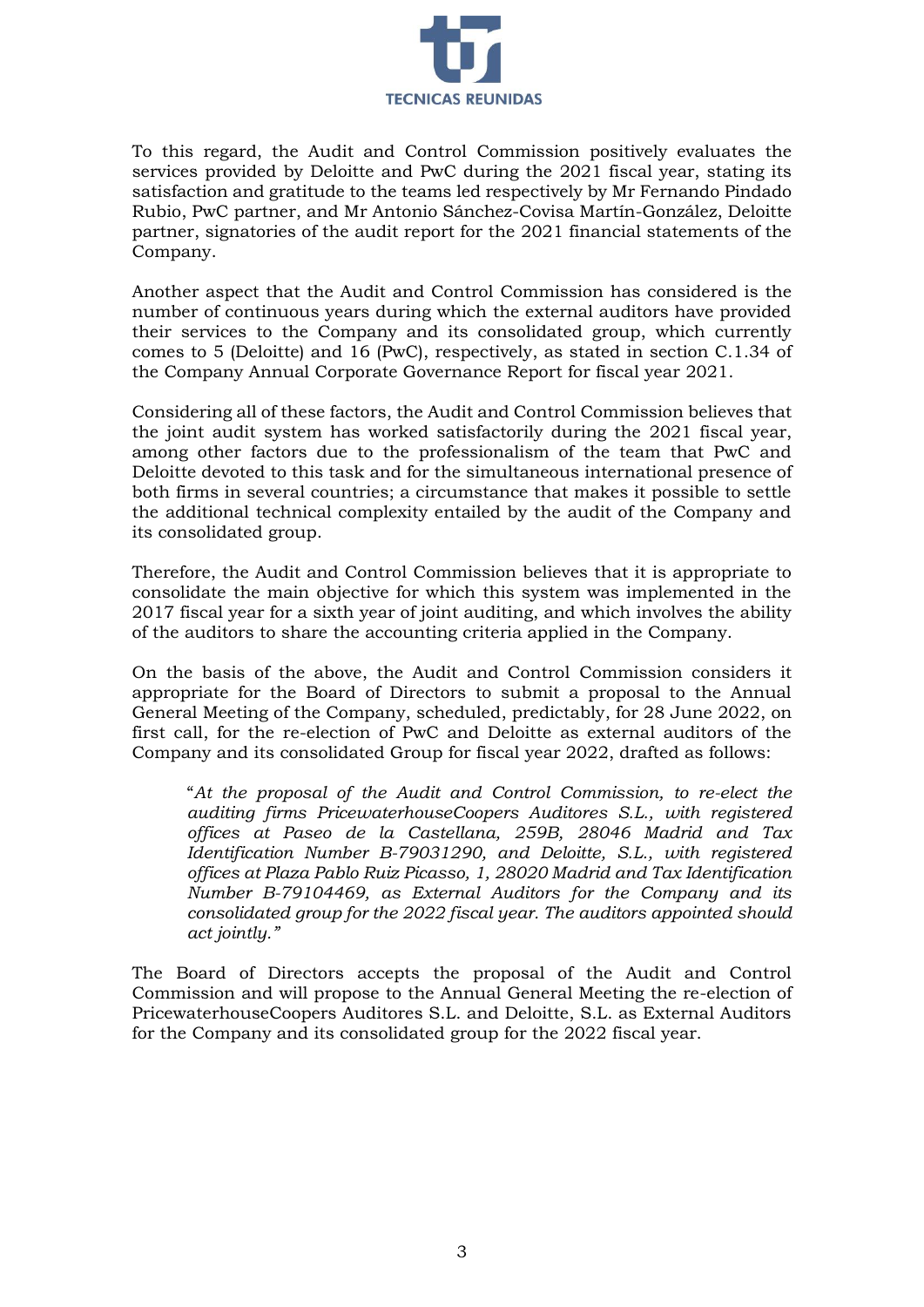To this regard, the Audit and Control Commission positively evaluates the services provided by Deloitte and PwC during the 2021 fiscal year, stating its satisfaction and gratitude to the teams led respectively by Mr Fernando Pindado Rubio, PwC partner, and Mr Antonio Sánchez-Covisa Martín-González, Deloitte partner, signatories of the audit report for the 2021 financial statements of the Company.

Another aspect that the Audit and Control Commission has considered is the number of continuous years during which the external auditors have provided their services to the Company and its consolidated group, which currently comes to 5 (Deloitte) and 16 (PwC), respectively, as stated in section C.1.34 of the Company Annual Corporate Governance Report for fiscal year 2021.

Considering all of these factors, the Audit and Control Commission believes that the joint audit system has worked satisfactorily during the 2021 fiscal year, among other factors due to the professionalism of the team that PwC and Deloitte devoted to this task and for the simultaneous international presence of both firms in several countries; a circumstance that makes it possible to settle the additional technical complexity entailed by the audit of the Company and its consolidated group.

Therefore, the Audit and Control Commission believes that it is appropriate to consolidate the main objective for which this system was implemented in the 2017 fiscal year for a sixth year of joint auditing, and which involves the ability of the auditors to share the accounting criteria applied in the Company.

On the basis of the above, the Audit and Control Commission considers it appropriate for the Board of Directors to submit a proposal to the Annual General Meeting of the Company, scheduled, predictably, for 28 June 2022, on first call, for the re-election of PwC and Deloitte as external auditors of the Company and its consolidated Group for fiscal year 2022, drafted as follows:

> "*At the proposal of the Audit and Control Commission, to re-elect the auditing firms PricewaterhouseCoopers Auditores S.L., with registered offices at Paseo de la Castellana, 259B, 28046 Madrid and Tax Identification Number B-79031290, and Deloitte, S.L., with registered offices at Plaza Pablo Ruiz Picasso, 1, 28020 Madrid and Tax Identification Number B-79104469, as External Auditors for the Company and its consolidated group for the 2022 fiscal year. The auditors appointed should act jointly.*"

The Board of Directors accepts the proposal of the Audit and Control Commission and will propose to the Annual General Meeting the re-election of PricewaterhouseCoopers Auditores S.L. and Deloitte, S.L. as External Auditors for the Company and its consolidated group for the 2022 fiscal year.